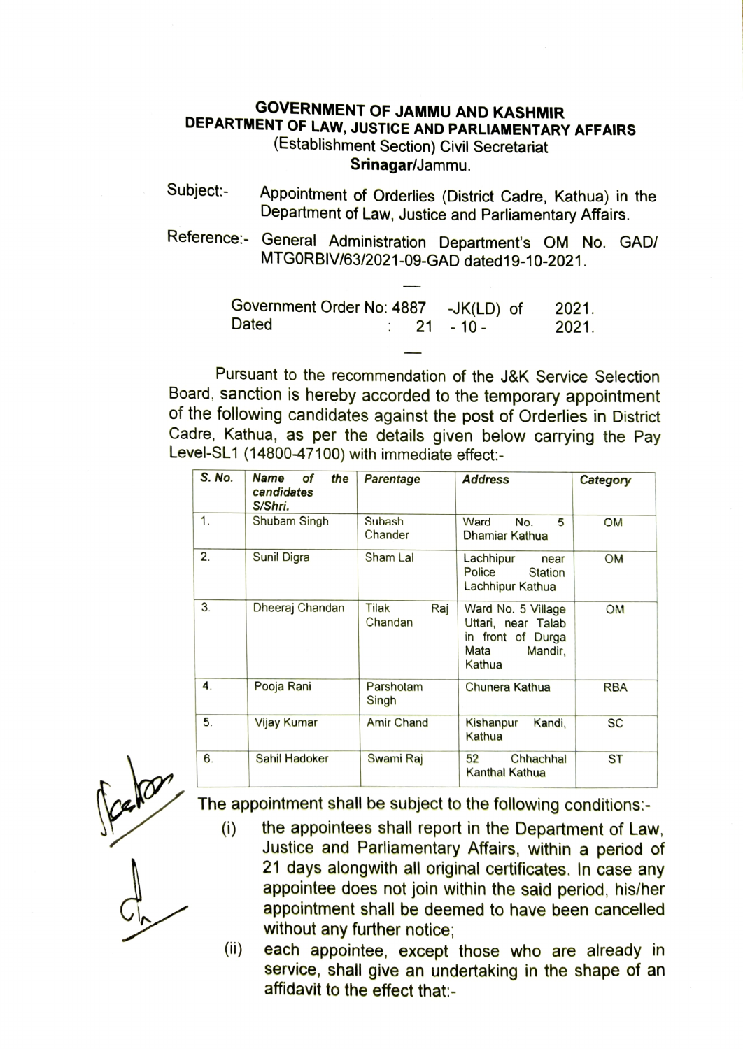**GOVERNMENT OF JAMMU AND KASHMIR**
**DEPARTMENT OF LAW, JUSTICE AND PARLIAMENTARY AFFAIRS**
(Establishment Section) Civil Secretariat
**Srinagar**/Jammu.

Subject:- Appointment of Orderlies (District Cadre, Kathua) in the Department of Law, Justice and Parliamentary Affairs.

Reference:- General Administration Department's OM No. GAD/ MTG0RBIV/63/2021-09-GAD dated19-10-2021.

Government Order No: 4887 -JK(LD) of 2021.
Dated : 21 - 10 - 2021.

Pursuant to the recommendation of the J&K Service Selection Board, sanction is hereby accorded to the temporary appointment of the following candidates against the post of Orderlies in District Cadre, Kathua, as per the details given below carrying the Pay Level-SL1 (14800-47100) with immediate effect:-

| S. No. | Name of the candidates S/Shri. | Parentage | Address | Category |
|---|---|---|---|---|
| 1. | Shubam Singh | Subash Chander | Ward No. 5 Dhamiar Kathua | OM |
| 2. | Sunil Digra | Sham Lal | Lachhipur near Police Station Lachhipur Kathua | OM |
| 3. | Dheeraj Chandan | Tilak Raj Chandan | Ward No. 5 Village Uttari, near Talab in front of Durga Mata Mandir, Kathua | OM |
| 4. | Pooja Rani | Parshotam Singh | Chunera Kathua | RBA |
| 5. | Vijay Kumar | Amir Chand | Kishanpur Kandi, Kathua | SC |
| 6. | Sahil Hadoker | Swami Raj | 52 Chhachhal Kanthal Kathua | ST |

The appointment shall be subject to the following conditions:-

(i) the appointees shall report in the Department of Law, Justice and Parliamentary Affairs, within a period of 21 days alongwith all original certificates. In case any appointee does not join within the said period, his/her appointment shall be deemed to have been cancelled without any further notice;

(ii) each appointee, except those who are already in service, shall give an undertaking in the shape of an affidavit to the effect that:-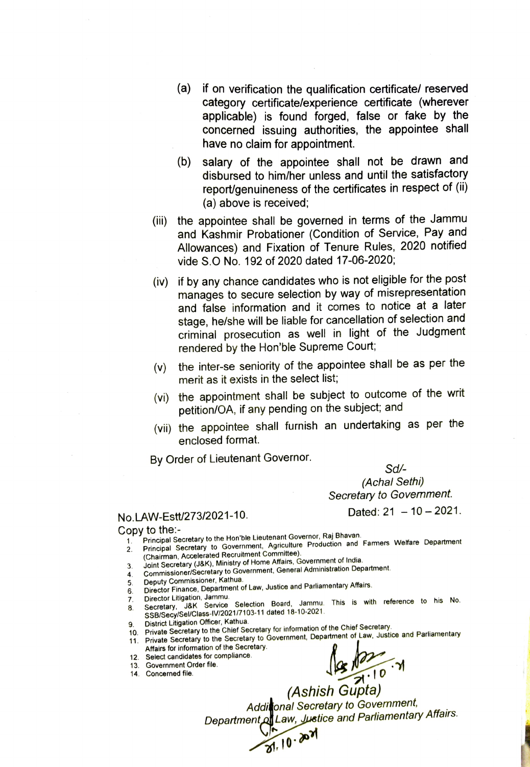(a) if on verification the qualification certificate/ reserved category certificate/experience certificate (wherever applicable) is found forged, false or fake by the concerned issuing authorities, the appointee shall have no claim for appointment.

(b) salary of the appointee shall not be drawn and disbursed to him/her unless and until the satisfactory report/genuineness of the certificates in respect of (ii) (a) above is received;

(iii) the appointee shall be governed in terms of the Jammu and Kashmir Probationer (Condition of Service, Pay and Allowances) and Fixation of Tenure Rules, 2020 notified vide S.O No. 192 of 2020 dated 17-06-2020;

(iv) if by any chance candidates who is not eligible for the post manages to secure selection by way of misrepresentation and false information and it comes to notice at a later stage, he/she will be liable for cancellation of selection and criminal prosecution as well in light of the Judgment rendered by the Hon'ble Supreme Court;

(v) the inter-se seniority of the appointee shall be as per the merit as it exists in the select list;

(vi) the appointment shall be subject to outcome of the writ petition/OA, if any pending on the subject; and

(vii) the appointee shall furnish an undertaking as per the enclosed format.

By Order of Lieutenant Governor.

*Sd/-*
*(Achal Sethi)*
*Secretary to Government.*

No.LAW-Estt/273/2021-10. Dated: 21 – 10 – 2021.

Copy to the:-

1. Principal Secretary to the Hon'ble Lieutenant Governor, Raj Bhavan.
2. Principal Secretary to Government, Agriculture Production and Farmers Welfare Department (Chairman, Accelerated Recruitment Committee).
3. Joint Secretary (J&K), Ministry of Home Affairs, Government of India.
4. Commissioner/Secretary to Government, General Administration Department.
5. Deputy Commissioner, Kathua.
6. Director Finance, Department of Law, Justice and Parliamentary Affairs.
7. Director Litigation, Jammu.
8. Secretary, J&K Service Selection Board, Jammu. This is with reference to his No. SSB/Secy/Sel/Class-IV/2021/7103-11 dated 18-10-2021.
9. District Litigation Officer, Kathua.
10. Private Secretary to the Chief Secretary for information of the Chief Secretary.
11. Private Secretary to the Secretary to Government, Department of Law, Justice and Parliamentary Affairs for information of the Secretary.
12. Select candidates for compliance.
13. Government Order file.
14. Concerned file.

21.10.21

*(Ashish Gupta)*
*Additional Secretary to Government,*
*Department of Law, Justice and Parliamentary Affairs.*

21.10.2021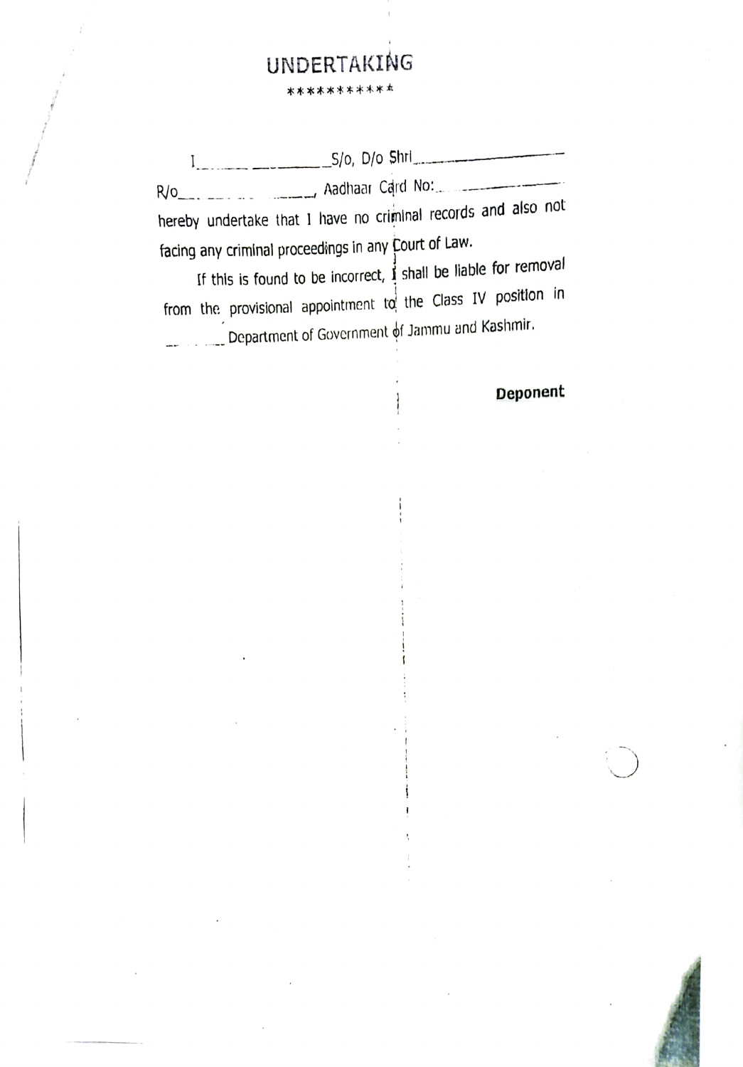# UNDERTAKING

**********

I__________ __________S/o, D/o Shri____________________ R/o__________ __________, Aadhaar Card No:____________________ hereby undertake that I have no criminal records and also not facing any criminal proceedings in any Court of Law.

If this is found to be incorrect, I shall be liable for removal from the provisional appointment to the Class IV position in ________ Department of Government of Jammu and Kashmir.

**Deponent**